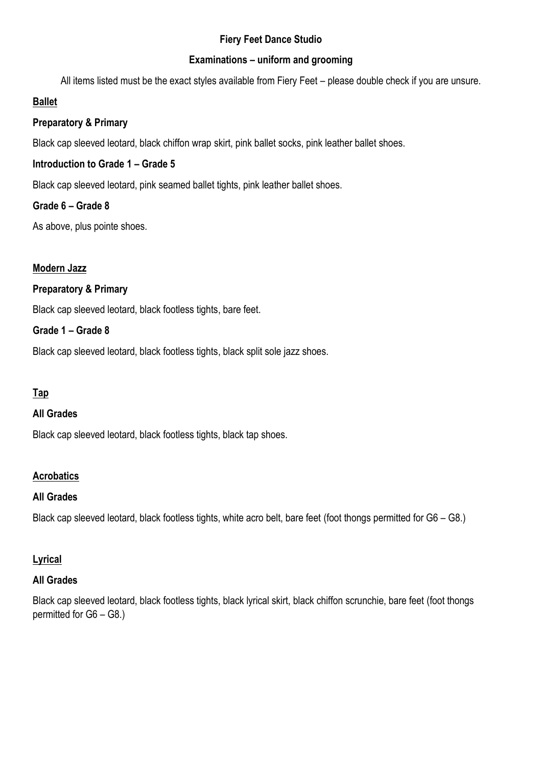# Fiery Feet Dance Studio

## Examinations – uniform and grooming

All items listed must be the exact styles available from Fiery Feet – please double check if you are unsure.

## Ballet

### Preparatory & Primary

Black cap sleeved leotard, black chiffon wrap skirt, pink ballet socks, pink leather ballet shoes.

### Introduction to Grade 1 – Grade 5

Black cap sleeved leotard, pink seamed ballet tights, pink leather ballet shoes.

### Grade 6 – Grade 8

As above, plus pointe shoes.

## Modern Jazz

### Preparatory & Primary

Black cap sleeved leotard, black footless tights, bare feet.

### Grade 1 – Grade 8

Black cap sleeved leotard, black footless tights, black split sole jazz shoes.

## Tap

### All Grades

Black cap sleeved leotard, black footless tights, black tap shoes.

## Acrobatics

### All Grades

Black cap sleeved leotard, black footless tights, white acro belt, bare feet (foot thongs permitted for G6 – G8.)

## Lyrical

### All Grades

Black cap sleeved leotard, black footless tights, black lyrical skirt, black chiffon scrunchie, bare feet (foot thongs permitted for G6 – G8.)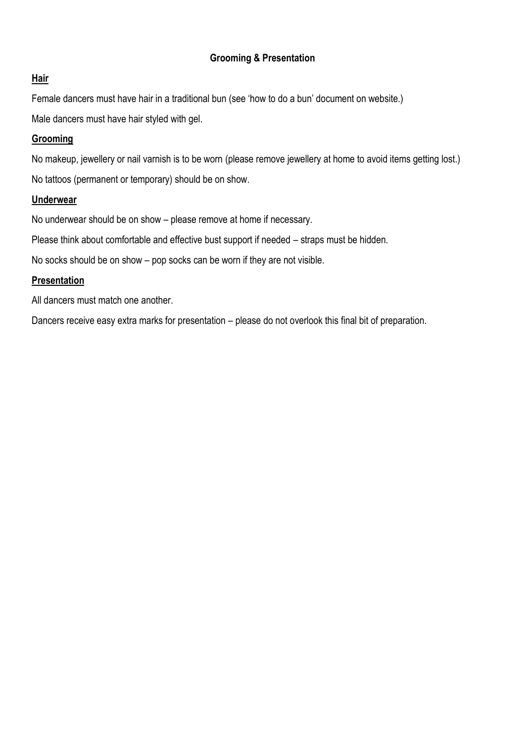# Grooming & Presentation

## Hair

Female dancers must have hair in a traditional bun (see 'how to do a bun' document on website.)

Male dancers must have hair styled with gel.

## Grooming

No makeup, jewellery or nail varnish is to be worn (please remove jewellery at home to avoid items getting lost.)

No tattoos (permanent or temporary) should be on show.

## Underwear

No underwear should be on show – please remove at home if necessary.

Please think about comfortable and effective bust support if needed – straps must be hidden.

No socks should be on show – pop socks can be worn if they are not visible.

## Presentation

All dancers must match one another.

Dancers receive easy extra marks for presentation – please do not overlook this final bit of preparation.